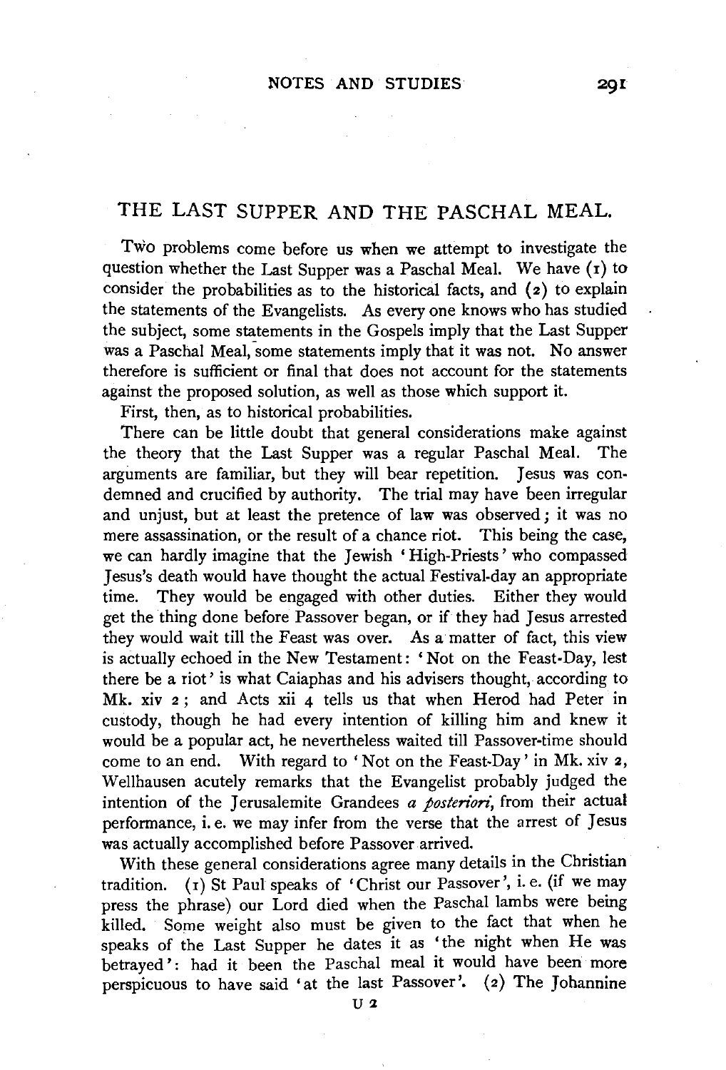## THE LAST SUPPER AND THE PASCHAL MEAL.

Two problems come before us when we attempt to investigate the question whether the Last Supper was a Paschal Meal. We have (1) to consider the probabilities as to the historical facts, and (2) to explain the statements of the Evangelists. As every one knows who has studied the subject, some statements in the Gospels imply that the Last Supper was a Paschal Meal, some statements imply that it was not. No answer therefore is sufficient or final that does not account for the statements against the proposed solution, as well as those which support it.

First, then, as to historical probabilities.

There can be little doubt that general considerations make against the theory that the Last Supper was a regular Paschal Meal. The arguments are familiar, but they will bear repetition. Jesus was condemned and crucified by authority. The trial may have been irregular and unjust, but at least the pretence of law was observed; it was no mere assassination, or the result of a chance riot. This being the case, we can hardly imagine that the Jewish 'High-Priests' who compassed Jesus's death would have thought the actual Festival-day an appropriate time. They would be engaged with other duties. Either they would get the thing done before Passover began, or if they had Jesus arrested they would wait till the Feast was over. As a matter of fact, this view is actually echoed in the New Testament: 'Not on the Feast-Day, lest there be a riot' is what Caiaphas and his advisers thought, according to Mk. xiv 2; and Acts xii 4 tells us that when Herod had Peter in custody, though he had every intention of killing him and knew it would be a popular act, he nevertheless waited till Passover-time should come to an end. With regard to 'Not on the Feast-Day' in Mk. xiv 2, Wellhausen acutely remarks that the Evangelist probably judged the intention of the Jerusalemite Grandees *a posteriori*, from their actual performance, i. e. we may infer from the verse that the arrest of Jesus was actually accomplished before Passover arrived.

With these general considerations agree many details in the Christian tradition. (1) St Paul speaks of 'Christ our Passover', i. e. (if we may press the phrase) our Lord died when the Paschal lambs were being killed. Some weight also must be given to the fact that when he speaks of the Last Supper he dates it as 'the night when He was betrayed': had it been the Paschal meal it would have been more perspicuous to have said 'at the last Passover'. (2) The Johannine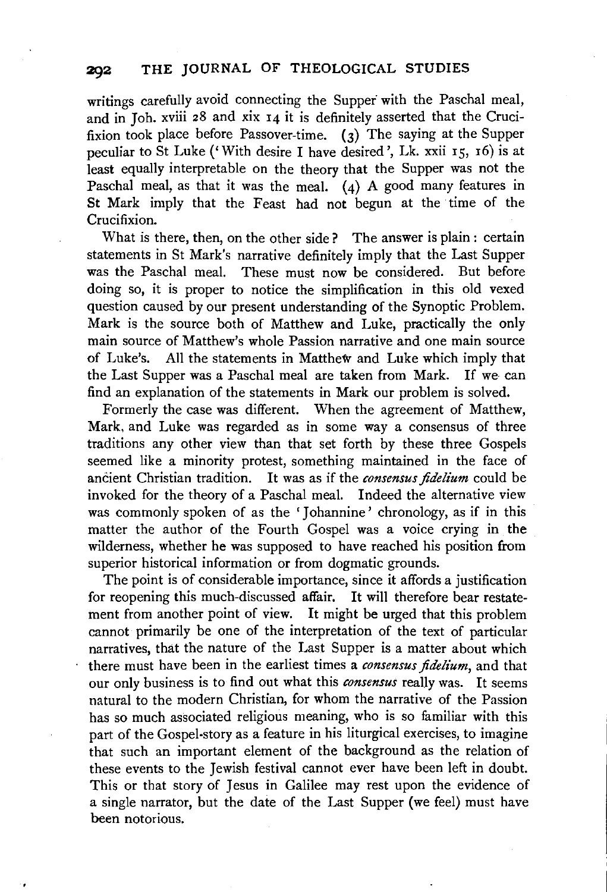writings carefully avoid connecting the Supper with the Paschal meal, and in Joh. xviii 28 and xix 14 it is definitely asserted that the Crucifixion took place before Passover-time. (3) The saying at the Supper peculiar to St Luke ('With desire I have desired', Lk. xxii 15, 16) is at least equally interpretable on the theory that the Supper was not the Paschal meal, as that it was the meal. (4) A good many features in St Mark imply that the Feast had not begun at the time of the Crucifixion.

What is there, then, on the other side? The answer is plain: certain statements in St Mark's narrative definitely imply that the Last Supper was the Paschal meal. These must now be considered. But before doing so, it is proper to notice the simplification in this old vexed question caused by our present understanding of the Synoptic Problem. Mark is the source both of Matthew and Luke, practically the only main source of Matthew's whole Passion narrative and one main source of Luke's. All the statements in Matthew and Luke which imply that the Last Supper was a Paschal meal are taken from Mark. If we can find an explanation of the statements in Mark our problem is solved.

Formerly the case was different. When the agreement of Matthew, Mark, and Luke was regarded as in some way a consensus of three traditions any other view than that set forth by these three Gospels seemed like a minority protest, something maintained in the face of ancient Christian tradition. It was as if the *consensus fidelium* could be invoked for the theory of a Paschal meal. Indeed the alternative view was commonly spoken of as the 'Johannine' chronology, as if in this matter the author of the Fourth Gospel was a voice crying in the wilderness, whether he was supposed to have reached his position from superior historical information or from dogmatic grounds.

The point is of considerable importance, since it affords a justification for reopening this much-discussed affair. It will therefore bear restatement from another point of view. It might be urged that this problem cannot primarily be one of the interpretation of the text of particular narratives, that the nature of the Last Supper is a matter about which there must have been in the earliest times a *consensus fidelium*, and that our only business is to find out what this *consensus* really was. It seems natural to the modern Christian, for whom the narrative of the Passion has so much associated religious meaning, who is so familiar with this part of the Gospel-story as a feature in his liturgical exercises, to imagine that such an important element of the background as the relation of these events to the Jewish festival cannot ever have been left in doubt. This or that story of Jesus in Galilee may rest upon the evidence of a single narrator, but the date of the Last Supper (we feel) must have been notorious.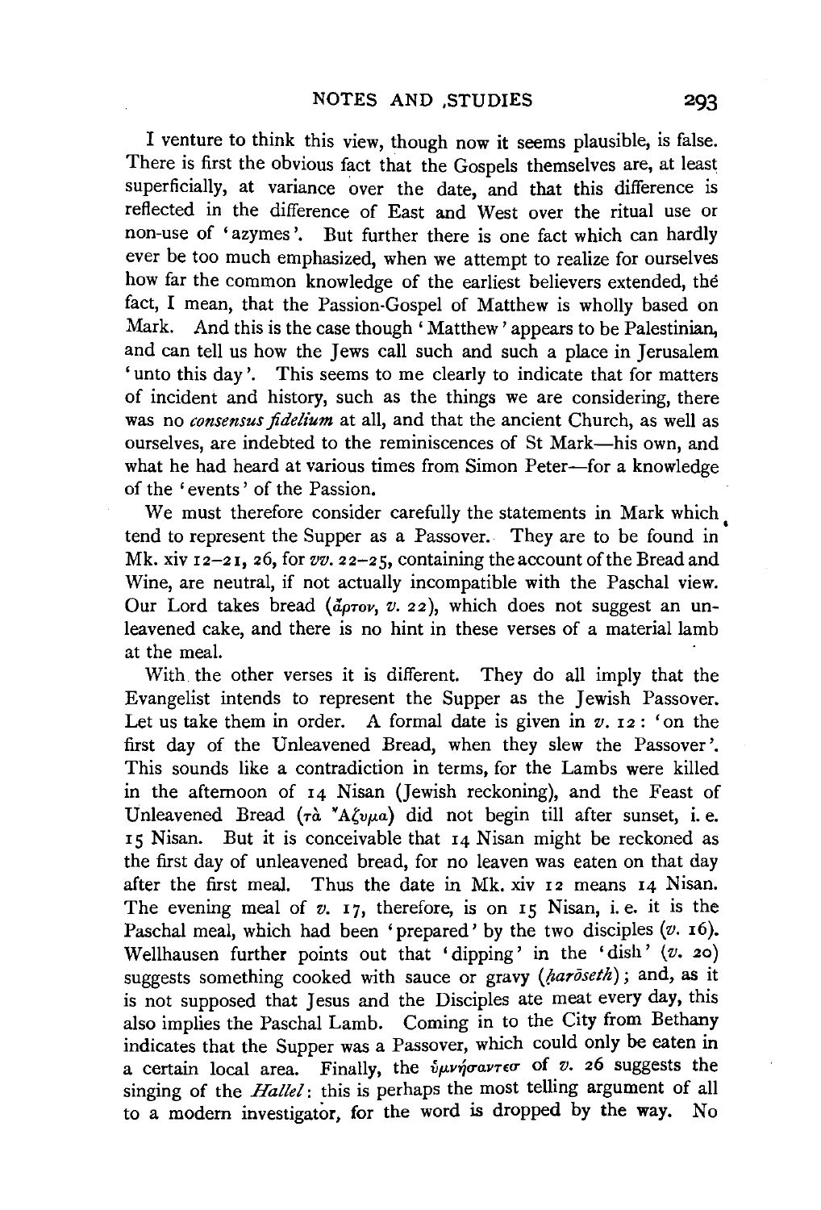I venture to think this view, though now it seems plausible, is false. There is first the obvious fact that the Gospels themselves are, at least superficially, at variance over the date, and that this difference is reflected in the difference of East and West over the ritual use or non-use of 'azymes'. But further there is one fact which can hardly ever be too much emphasized, when we attempt to realize for ourselves how far the common knowledge of the earliest believers extended, the fact, I mean, that the Passion-Gospel of Matthew is wholly based on Mark. And this is the case though 'Matthew' appears to be Palestinian, and can tell us how the Jews call such and such a place in Jerusalem 'unto this day'. This seems to me clearly to indicate that for matters of incident and history, such as the things we are considering, there was no *consensus fidelium* at all, and that the ancient Church, as well as ourselves, are indebted to the reminiscences of St Mark—his own, and what he had heard at various times from Simon Peter—for a knowledge of the 'events' of the Passion.

We must therefore consider carefully the statements in Mark which tend to represent the Supper as a Passover. They are to be found in Mk. xiv 12–21, 26, for *vv.* 22–25, containing the account of the Bread and Wine, are neutral, if not actually incompatible with the Paschal view. Our Lord takes bread (ἄρτον, *v.* 22), which does not suggest an unleavened cake, and there is no hint in these verses of a material lamb at the meal.

With the other verses it is different. They do all imply that the Evangelist intends to represent the Supper as the Jewish Passover. Let us take them in order. A formal date is given in *v.* 12: 'on the first day of the Unleavened Bread, when they slew the Passover'. This sounds like a contradiction in terms, for the Lambs were killed in the afternoon of 14 Nisan (Jewish reckoning), and the Feast of Unleavened Bread (τὰ Ἄζυμα) did not begin till after sunset, i. e. 15 Nisan. But it is conceivable that 14 Nisan might be reckoned as the first day of unleavened bread, for no leaven was eaten on that day after the first meal. Thus the date in Mk. xiv 12 means 14 Nisan. The evening meal of *v.* 17, therefore, is on 15 Nisan, i. e. it is the Paschal meal, which had been 'prepared' by the two disciples (*v.* 16). Wellhausen further points out that 'dipping' in the 'dish' (*v.* 20) suggests something cooked with sauce or gravy (*ḥarōseth*); and, as it is not supposed that Jesus and the Disciples ate meat every day, this also implies the Paschal Lamb. Coming in to the City from Bethany indicates that the Supper was a Passover, which could only be eaten in a certain local area. Finally, the ὑμνήσαντεσ of *v.* 26 suggests the singing of the *Hallel*: this is perhaps the most telling argument of all to a modern investigator, for the word is dropped by the way. No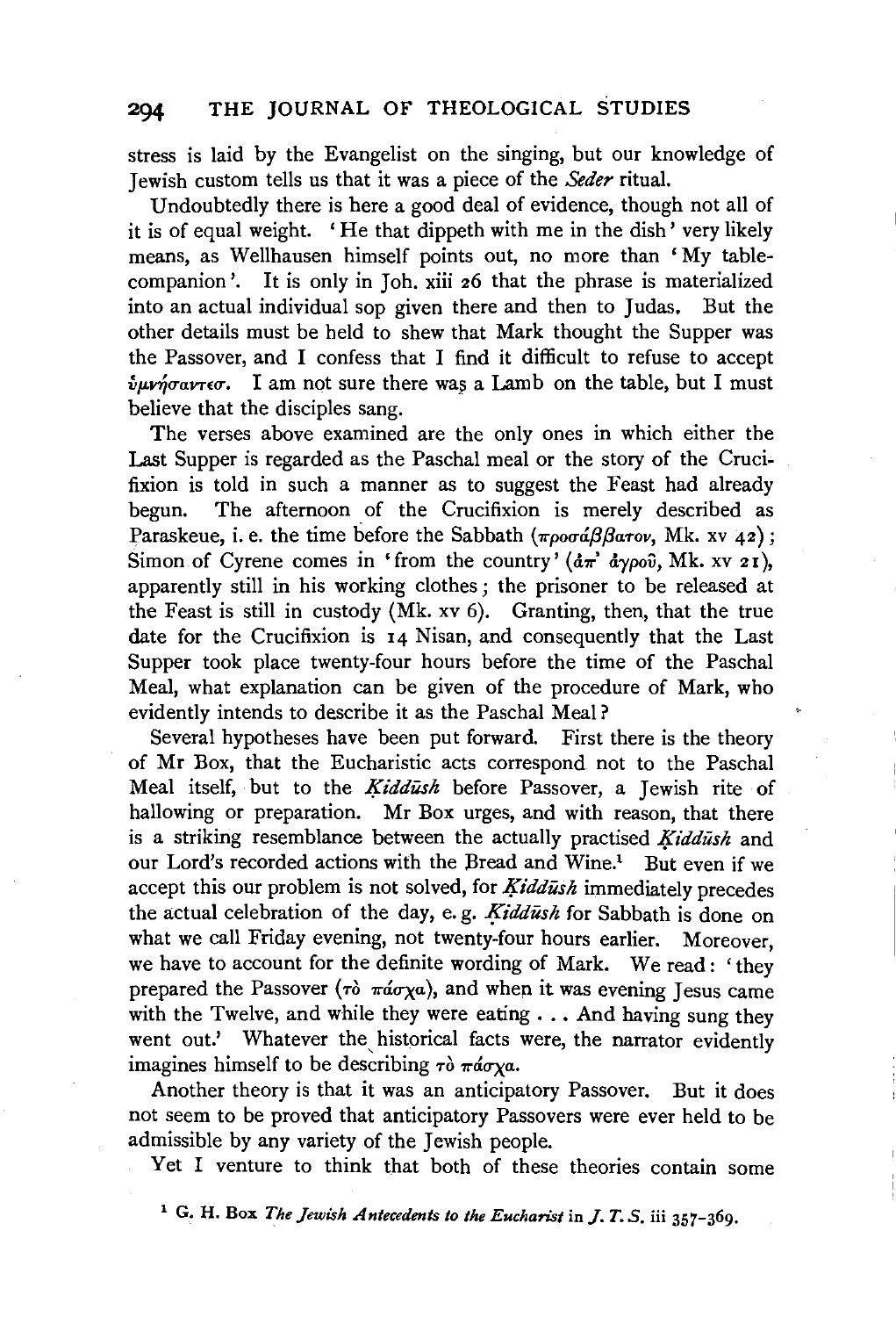stress is laid by the Evangelist on the singing, but our knowledge of Jewish custom tells us that it was a piece of the *Seder* ritual.

Undoubtedly there is here a good deal of evidence, though not all of it is of equal weight. 'He that dippeth with me in the dish' very likely means, as Wellhausen himself points out, no more than 'My table-companion'. It is only in Joh. xiii 26 that the phrase is materialized into an actual individual sop given there and then to Judas. But the other details must be held to shew that Mark thought the Supper was the Passover, and I confess that I find it difficult to refuse to accept ὑμνήσαντες. I am not sure there was a Lamb on the table, but I must believe that the disciples sang.

The verses above examined are the only ones in which either the Last Supper is regarded as the Paschal meal or the story of the Crucifixion is told in such a manner as to suggest the Feast had already begun. The afternoon of the Crucifixion is merely described as Paraskeue, i. e. the time before the Sabbath (προσάββατον, Mk. xv 42); Simon of Cyrene comes in 'from the country' (ἀπ' ἀγροῦ, Mk. xv 21), apparently still in his working clothes; the prisoner to be released at the Feast is still in custody (Mk. xv 6). Granting, then, that the true date for the Crucifixion is 14 Nisan, and consequently that the Last Supper took place twenty-four hours before the time of the Paschal Meal, what explanation can be given of the procedure of Mark, who evidently intends to describe it as the Paschal Meal?

Several hypotheses have been put forward. First there is the theory of Mr Box, that the Eucharistic acts correspond not to the Paschal Meal itself, but to the *Ḳiddūsh* before Passover, a Jewish rite of hallowing or preparation. Mr Box urges, and with reason, that there is a striking resemblance between the actually practised *Ḳiddūsh* and our Lord's recorded actions with the Bread and Wine.[1] But even if we accept this our problem is not solved, for *Ḳiddūsh* immediately precedes the actual celebration of the day, e. g. *Ḳiddūsh* for Sabbath is done on what we call Friday evening, not twenty-four hours earlier. Moreover, we have to account for the definite wording of Mark. We read: 'they prepared the Passover (τὸ πάσχα), and when it was evening Jesus came with the Twelve, and while they were eating . . . And having sung they went out.' Whatever the historical facts were, the narrator evidently imagines himself to be describing τὸ πάσχα.

Another theory is that it was an anticipatory Passover. But it does not seem to be proved that anticipatory Passovers were ever held to be admissible by any variety of the Jewish people.

Yet I venture to think that both of these theories contain some

[1] G. H. Box *The Jewish Antecedents to the Eucharist* in *J. T. S.* iii 357–369.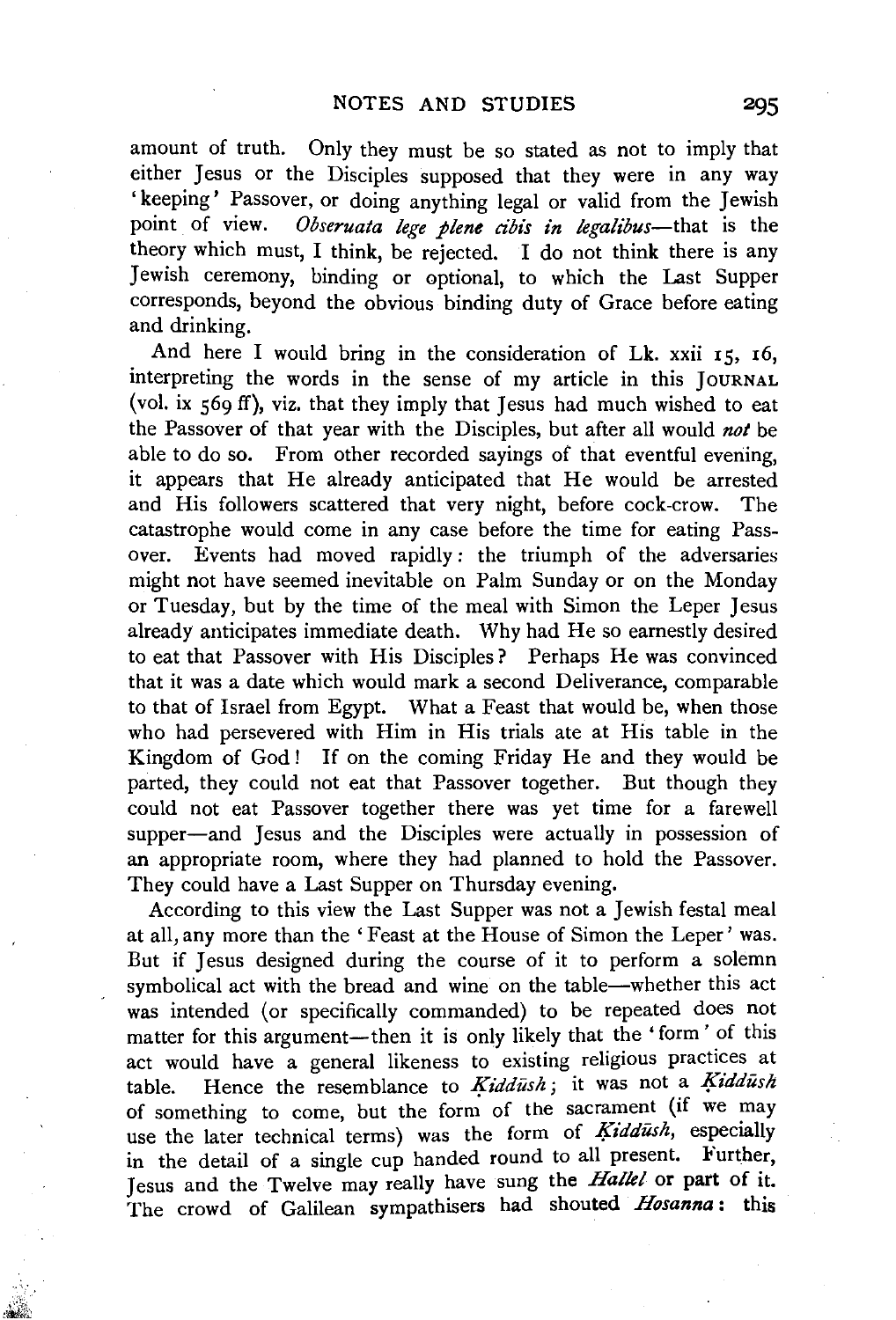amount of truth. Only they must be so stated as not to imply that either Jesus or the Disciples supposed that they were in any way 'keeping' Passover, or doing anything legal or valid from the Jewish point of view. *Obseruata lege plene cibis in legalibus*—that is the theory which must, I think, be rejected. I do not think there is any Jewish ceremony, binding or optional, to which the Last Supper corresponds, beyond the obvious binding duty of Grace before eating and drinking.

And here I would bring in the consideration of Lk. xxii 15, 16, interpreting the words in the sense of my article in this JOURNAL (vol. ix 569 ff), viz. that they imply that Jesus had much wished to eat the Passover of that year with the Disciples, but after all would *not* be able to do so. From other recorded sayings of that eventful evening, it appears that He already anticipated that He would be arrested and His followers scattered that very night, before cock-crow. The catastrophe would come in any case before the time for eating Passover. Events had moved rapidly: the triumph of the adversaries might not have seemed inevitable on Palm Sunday or on the Monday or Tuesday, but by the time of the meal with Simon the Leper Jesus already anticipates immediate death. Why had He so earnestly desired to eat that Passover with His Disciples? Perhaps He was convinced that it was a date which would mark a second Deliverance, comparable to that of Israel from Egypt. What a Feast that would be, when those who had persevered with Him in His trials ate at His table in the Kingdom of God! If on the coming Friday He and they would be parted, they could not eat that Passover together. But though they could not eat Passover together there was yet time for a farewell supper—and Jesus and the Disciples were actually in possession of an appropriate room, where they had planned to hold the Passover. They could have a Last Supper on Thursday evening.

According to this view the Last Supper was not a Jewish festal meal at all, any more than the 'Feast at the House of Simon the Leper' was. But if Jesus designed during the course of it to perform a solemn symbolical act with the bread and wine on the table—whether this act was intended (or specifically commanded) to be repeated does not matter for this argument—then it is only likely that the 'form' of this act would have a general likeness to existing religious practices at table. Hence the resemblance to *Ḳiddûsh*; it was not a *Ḳiddûsh* of something to come, but the form of the sacrament (if we may use the later technical terms) was the form of *Ḳiddûsh*, especially in the detail of a single cup handed round to all present. Further, Jesus and the Twelve may really have sung the *Hallel* or part of it. The crowd of Galilean sympathisers had shouted *Hosanna*: this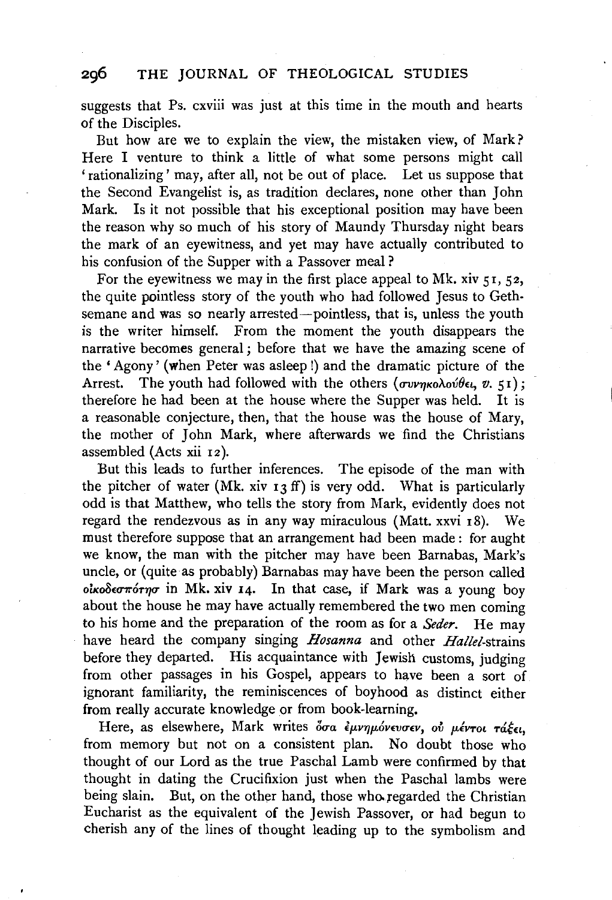suggests that Ps. cxviii was just at this time in the mouth and hearts of the Disciples.

But how are we to explain the view, the mistaken view, of Mark? Here I venture to think a little of what some persons might call 'rationalizing' may, after all, not be out of place. Let us suppose that the Second Evangelist is, as tradition declares, none other than John Mark. Is it not possible that his exceptional position may have been the reason why so much of his story of Maundy Thursday night bears the mark of an eyewitness, and yet may have actually contributed to his confusion of the Supper with a Passover meal?

For the eyewitness we may in the first place appeal to Mk. xiv 51, 52, the quite pointless story of the youth who had followed Jesus to Gethsemane and was so nearly arrested—pointless, that is, unless the youth is the writer himself. From the moment the youth disappears the narrative becomes general; before that we have the amazing scene of the 'Agony' (when Peter was asleep!) and the dramatic picture of the Arrest. The youth had followed with the others (συνηκολούθει, *v.* 51); therefore he had been at the house where the Supper was held. It is a reasonable conjecture, then, that the house was the house of Mary, the mother of John Mark, where afterwards we find the Christians assembled (Acts xii 12).

But this leads to further inferences. The episode of the man with the pitcher of water (Mk. xiv 13 ff) is very odd. What is particularly odd is that Matthew, who tells the story from Mark, evidently does not regard the rendezvous as in any way miraculous (Matt. xxvi 18). We must therefore suppose that an arrangement had been made: for aught we know, the man with the pitcher may have been Barnabas, Mark's uncle, or (quite as probably) Barnabas may have been the person called οἰκοδεσπότησ in Mk. xiv 14. In that case, if Mark was a young boy about the house he may have actually remembered the two men coming to his home and the preparation of the room as for a *Seder*. He may have heard the company singing *Hosanna* and other *Hallel*-strains before they departed. His acquaintance with Jewish customs, judging from other passages in his Gospel, appears to have been a sort of ignorant familiarity, the reminiscences of boyhood as distinct either from really accurate knowledge or from book-learning.

Here, as elsewhere, Mark writes ὅσα ἐμνημόνευσεν, οὐ μέντοι τάξει, from memory but not on a consistent plan. No doubt those who thought of our Lord as the true Paschal Lamb were confirmed by that thought in dating the Crucifixion just when the Paschal lambs were being slain. But, on the other hand, those who regarded the Christian Eucharist as the equivalent of the Jewish Passover, or had begun to cherish any of the lines of thought leading up to the symbolism and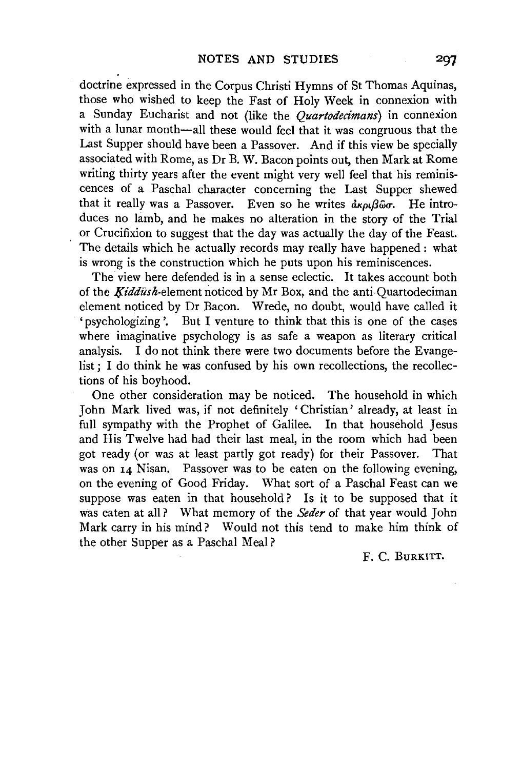doctrine expressed in the Corpus Christi Hymns of St Thomas Aquinas, those who wished to keep the Fast of Holy Week in connexion with a Sunday Eucharist and not (like the *Quartodecimans*) in connexion with a lunar month—all these would feel that it was congruous that the Last Supper should have been a Passover. And if this view be specially associated with Rome, as Dr B. W. Bacon points out, then Mark at Rome writing thirty years after the event might very well feel that his reminiscences of a Paschal character concerning the Last Supper shewed that it really was a Passover. Even so he writes ἀκριβῶσ. He introduces no lamb, and he makes no alteration in the story of the Trial or Crucifixion to suggest that the day was actually the day of the Feast. The details which he actually records may really have happened: what is wrong is the construction which he puts upon his reminiscences.

The view here defended is in a sense eclectic. It takes account both of the *Ḳiddūsh*-element noticed by Mr Box, and the anti-Quartodeciman element noticed by Dr Bacon. Wrede, no doubt, would have called it 'psychologizing'. But I venture to think that this is one of the cases where imaginative psychology is as safe a weapon as literary critical analysis. I do not think there were two documents before the Evangelist; I do think he was confused by his own recollections, the recollections of his boyhood.

One other consideration may be noticed. The household in which John Mark lived was, if not definitely 'Christian' already, at least in full sympathy with the Prophet of Galilee. In that household Jesus and His Twelve had had their last meal, in the room which had been got ready (or was at least partly got ready) for their Passover. That was on 14 Nisan. Passover was to be eaten on the following evening, on the evening of Good Friday. What sort of a Paschal Feast can we suppose was eaten in that household? Is it to be supposed that it was eaten at all? What memory of the *Seder* of that year would John Mark carry in his mind? Would not this tend to make him think of the other Supper as a Paschal Meal?

F. C. BURKITT.